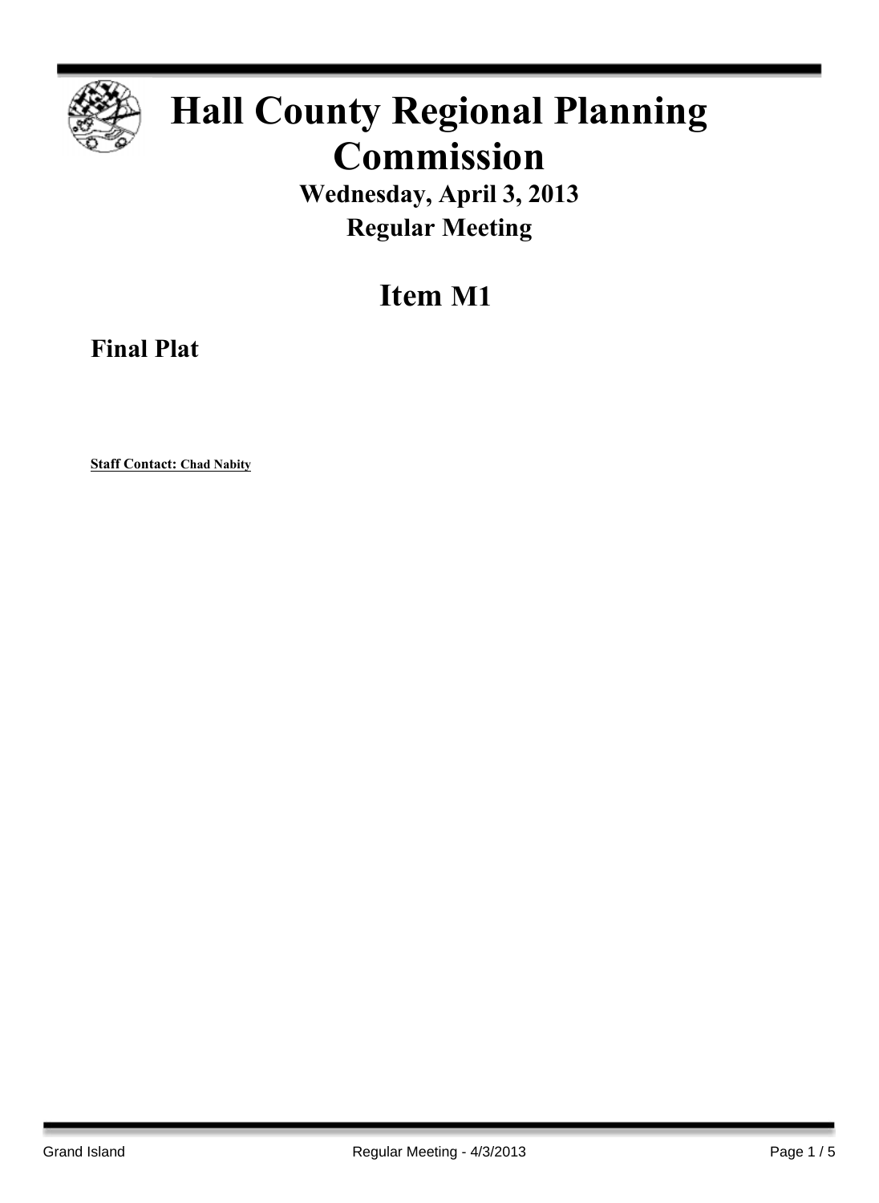# Hall County Regional Planning Commission

**Wednesday, April 3, 2013**

**Regular Meeting**

## Item M1

### Final Plat

**Staff Contact: Chad Nabity**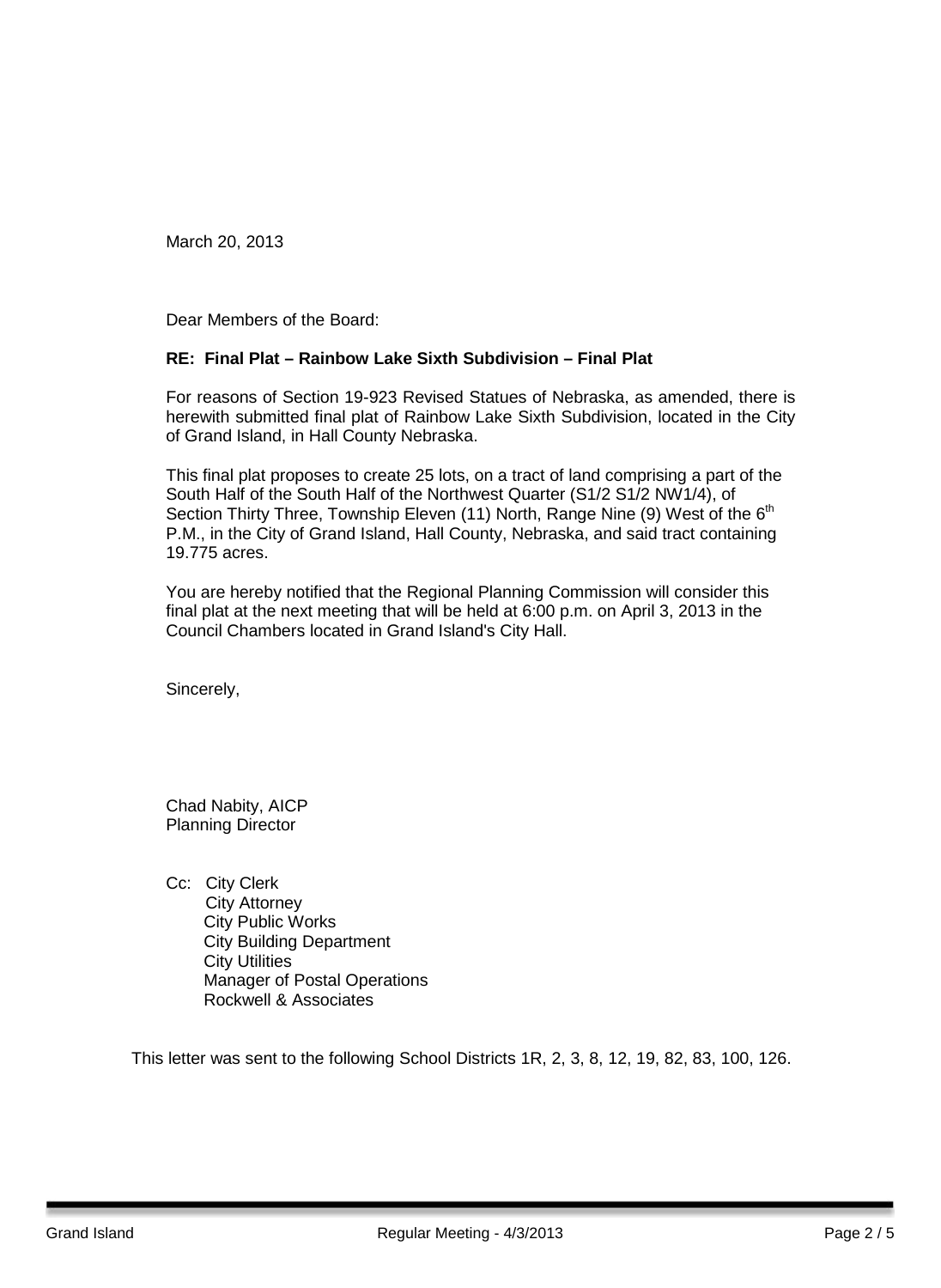March 20, 2013

Dear Members of the Board:

**RE: Final Plat – Rainbow Lake Sixth Subdivision – Final Plat**

For reasons of Section 19-923 Revised Statues of Nebraska, as amended, there is herewith submitted final plat of Rainbow Lake Sixth Subdivision, located in the City of Grand Island, in Hall County Nebraska.

This final plat proposes to create 25 lots, on a tract of land comprising a part of the South Half of the South Half of the Northwest Quarter (S1/2 S1/2 NW1/4), of Section Thirty Three, Township Eleven (11) North, Range Nine (9) West of the 6th P.M., in the City of Grand Island, Hall County, Nebraska, and said tract containing 19.775 acres.

You are hereby notified that the Regional Planning Commission will consider this final plat at the next meeting that will be held at 6:00 p.m. on April 3, 2013 in the Council Chambers located in Grand Island's City Hall.

Sincerely,

Chad Nabity, AICP
Planning Director

Cc: City Clerk
City Attorney
City Public Works
City Building Department
City Utilities
Manager of Postal Operations
Rockwell & Associates

This letter was sent to the following School Districts 1R, 2, 3, 8, 12, 19, 82, 83, 100, 126.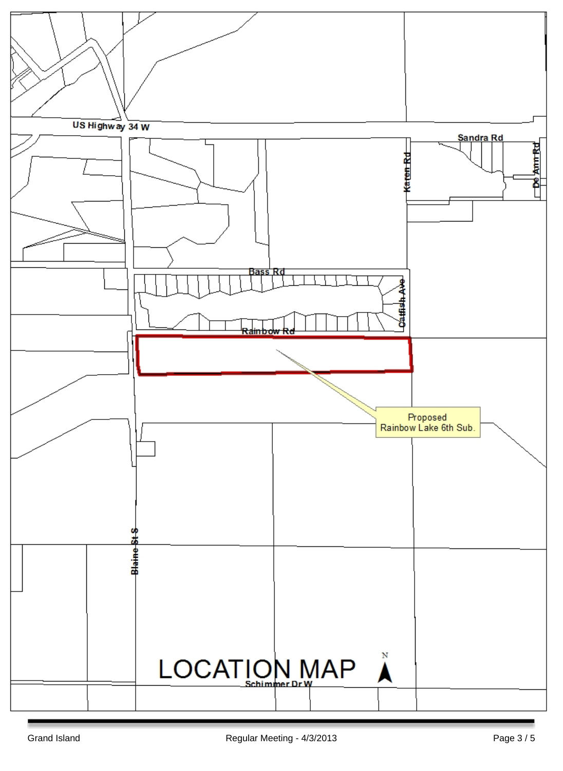US Highway 34 W

Sandra Rd

Karen Rd

De Ann Rd

Bass Rd

Catfish Ave

Rainbow Rd

Proposed
Rainbow Lake 6th Sub.

Blaine St S

# LOCATION MAP

N

Schimmer Dr W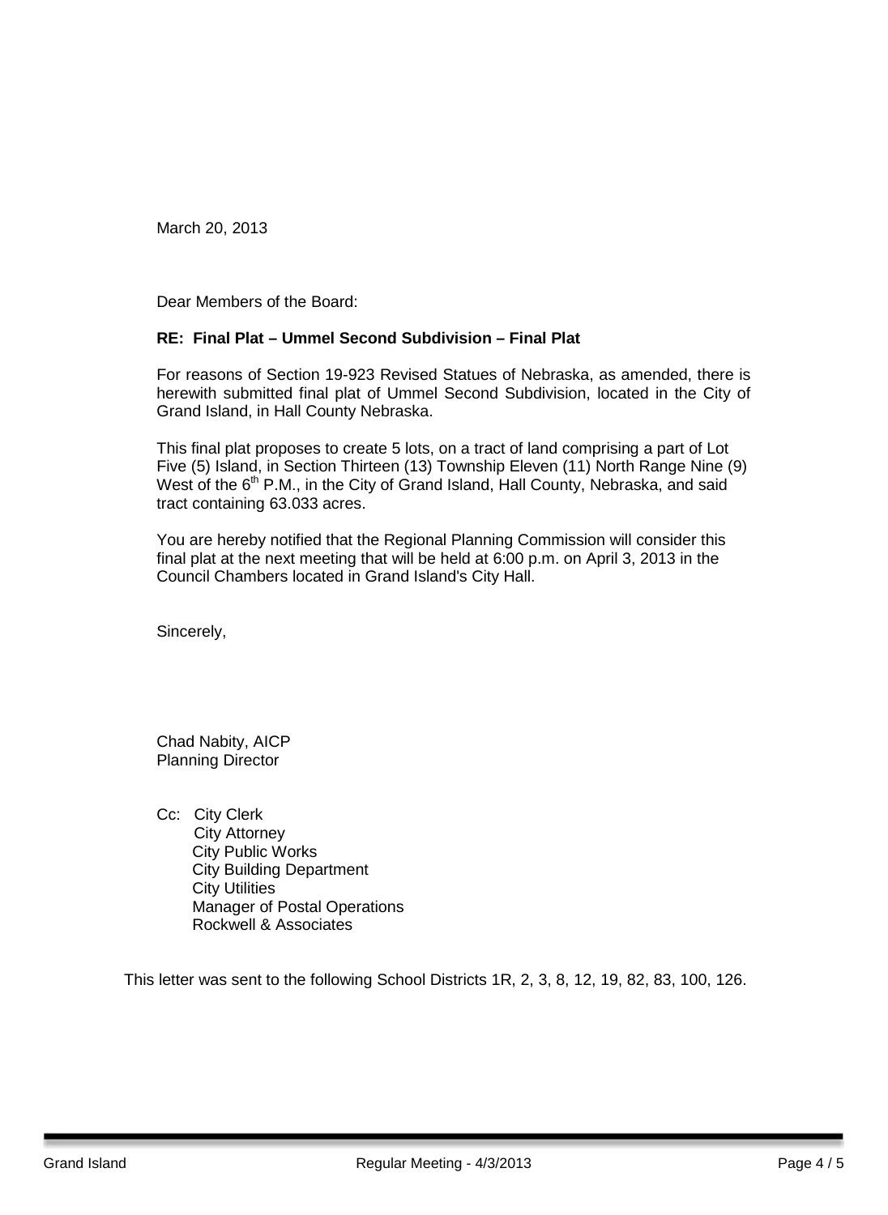March 20, 2013

Dear Members of the Board:

**RE: Final Plat – Ummel Second Subdivision – Final Plat**

For reasons of Section 19-923 Revised Statues of Nebraska, as amended, there is herewith submitted final plat of Ummel Second Subdivision, located in the City of Grand Island, in Hall County Nebraska.

This final plat proposes to create 5 lots, on a tract of land comprising a part of Lot Five (5) Island, in Section Thirteen (13) Township Eleven (11) North Range Nine (9) West of the 6th P.M., in the City of Grand Island, Hall County, Nebraska, and said tract containing 63.033 acres.

You are hereby notified that the Regional Planning Commission will consider this final plat at the next meeting that will be held at 6:00 p.m. on April 3, 2013 in the Council Chambers located in Grand Island's City Hall.

Sincerely,

Chad Nabity, AICP
Planning Director

Cc: City Clerk
City Attorney
City Public Works
City Building Department
City Utilities
Manager of Postal Operations
Rockwell & Associates

This letter was sent to the following School Districts 1R, 2, 3, 8, 12, 19, 82, 83, 100, 126.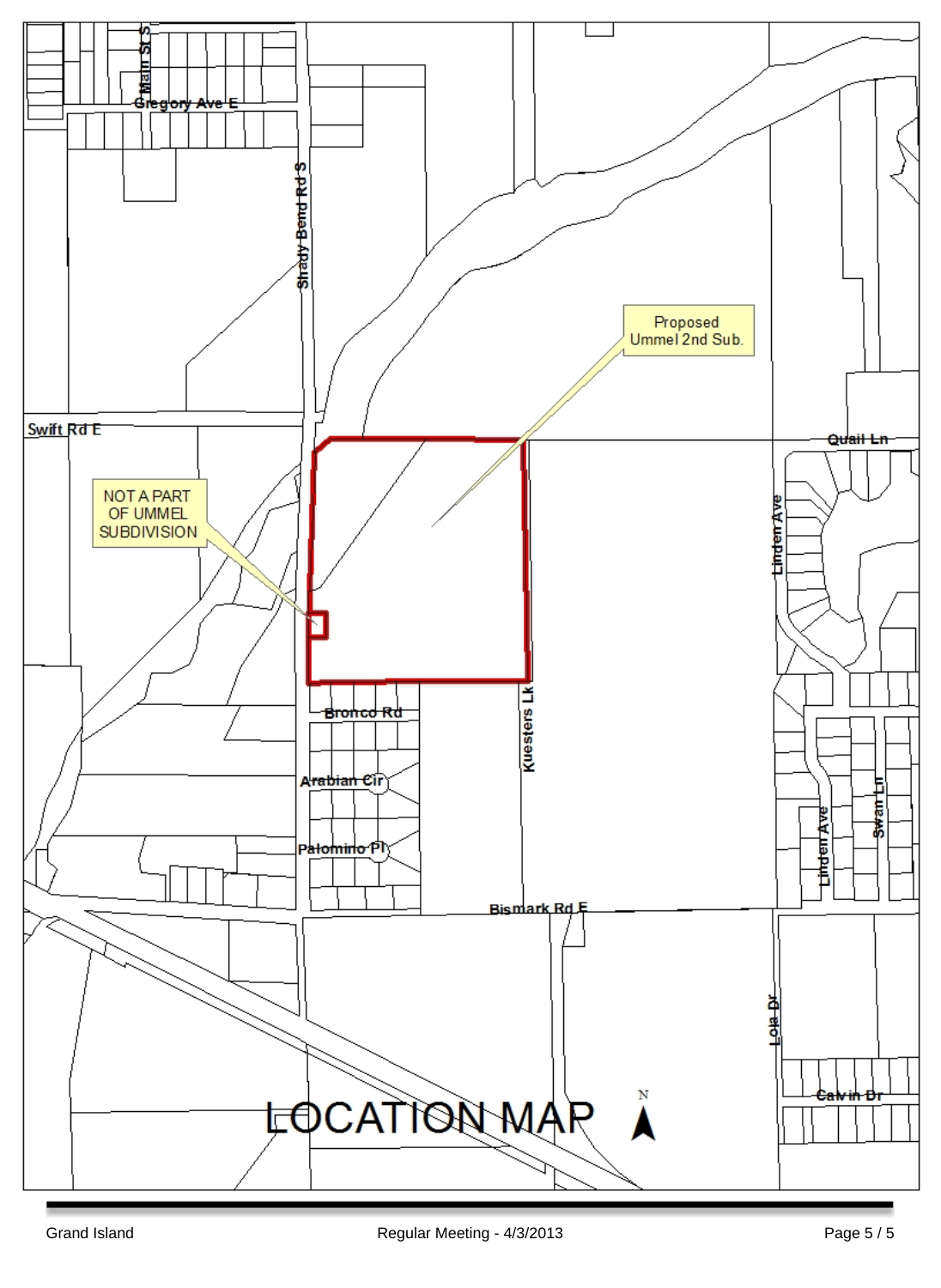# LOCATION MAP

Proposed Ummel 2nd Sub.

NOT A PART OF UMMEL SUBDIVISION

Main St S

Gregory Ave E

Shady Bend Rd S

Swift Rd E

Quail Ln

Linden Ave

Bronco Rd

Kuesters Lk

Arabian Cir

Palomino Pl

Swan Ln

Linden Ave

Bismark Rd E

Lola Dr

Calvin Dr

N